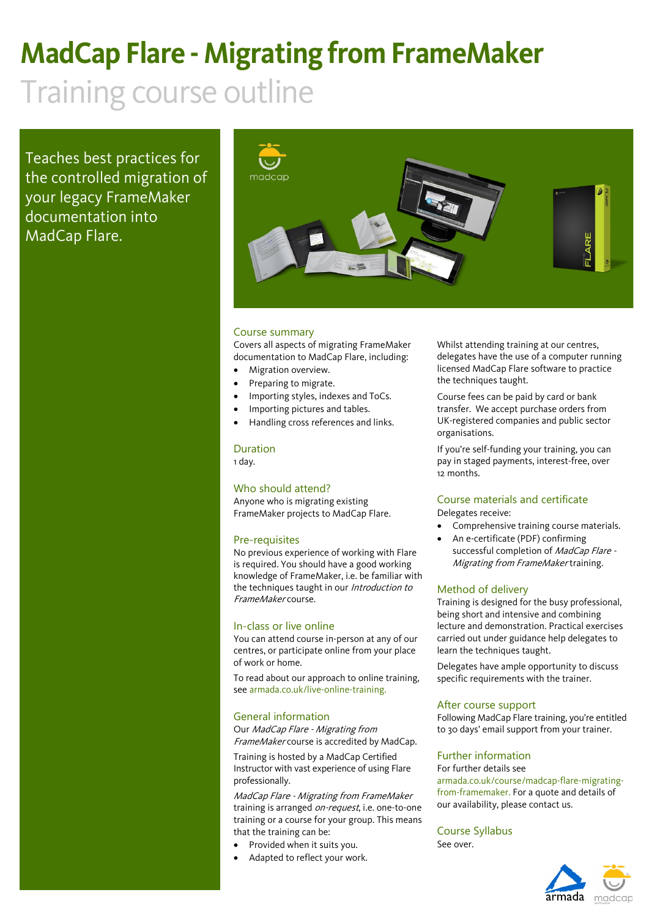# MadCap Flare - Migrating from FrameMaker

## Training course outline

Teaches best practices for the controlled migration of your legacy FrameMaker documentation into MadCap Flare.

### Course summary

Covers all aspects of migrating FrameMaker documentation to MadCap Flare, including:

- Migration overview.
- Preparing to migrate.
- Importing styles, indexes and ToCs.
- Importing pictures and tables.
- Handling cross references and links.

### Duration

1 day.

### Who should attend?

Anyone who is migrating existing FrameMaker projects to MadCap Flare.

### Pre-requisites

No previous experience of working with Flare is required. You should have a good working knowledge of FrameMaker, i.e. be familiar with the techniques taught in our *Introduction to FrameMaker* course.

### In-class or live online

You can attend course in-person at any of our centres, or participate online from your place of work or home.

To read about our approach to online training, see armada.co.uk/live-online-training.

### General information

Our *MadCap Flare - Migrating from FrameMaker* course is accredited by MadCap.

Training is hosted by a MadCap Certified Instructor with vast experience of using Flare professionally.

*MadCap Flare - Migrating from FrameMaker* training is arranged *on-request*, i.e. one-to-one training or a course for your group. This means that the training can be:

- Provided when it suits you.
- Adapted to reflect your work.

Whilst attending training at our centres, delegates have the use of a computer running licensed MadCap Flare software to practice the techniques taught.

Course fees can be paid by card or bank transfer. We accept purchase orders from UK-registered companies and public sector organisations.

If you're self-funding your training, you can pay in staged payments, interest-free, over 12 months.

### Course materials and certificate

Delegates receive:

- Comprehensive training course materials.
- An e-certificate (PDF) confirming successful completion of *MadCap Flare - Migrating from FrameMaker* training.

### Method of delivery

Training is designed for the busy professional, being short and intensive and combining lecture and demonstration. Practical exercises carried out under guidance help delegates to learn the techniques taught.

Delegates have ample opportunity to discuss specific requirements with the trainer.

### After course support

Following MadCap Flare training, you're entitled to 30 days' email support from your trainer.

### Further information

For further details see armada.co.uk/course/madcap-flare-migrating-from-framemaker. For a quote and details of our availability, please contact us.

### Course Syllabus

See over.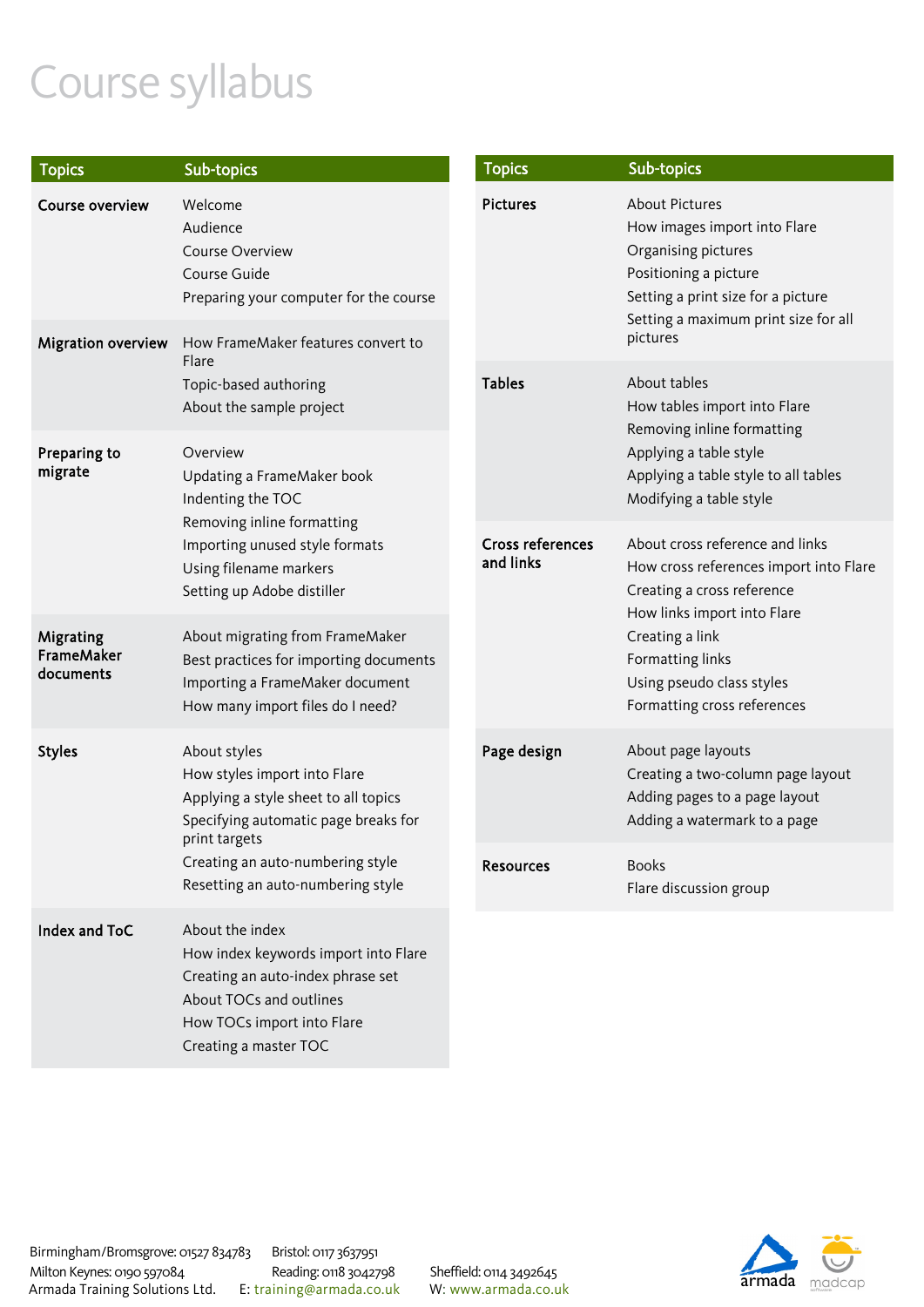# Course syllabus

| Topics | Sub-topics |
| --- | --- |
| **Course overview** | Welcome<br>Audience<br>Course Overview<br>Course Guide<br>Preparing your computer for the course |
| **Migration overview** | How FrameMaker features convert to Flare<br>Topic-based authoring<br>About the sample project |
| **Preparing to migrate** | Overview<br>Updating a FrameMaker book<br>Indenting the TOC<br>Removing inline formatting<br>Importing unused style formats<br>Using filename markers<br>Setting up Adobe distiller |
| **Migrating FrameMaker documents** | About migrating from FrameMaker<br>Best practices for importing documents<br>Importing a FrameMaker document<br>How many import files do I need? |
| **Styles** | About styles<br>How styles import into Flare<br>Applying a style sheet to all topics<br>Specifying automatic page breaks for print targets<br>Creating an auto-numbering style<br>Resetting an auto-numbering style |
| **Index and ToC** | About the index<br>How index keywords import into Flare<br>Creating an auto-index phrase set<br>About TOCs and outlines<br>How TOCs import into Flare<br>Creating a master TOC |

| Topics | Sub-topics |
| --- | --- |
| **Pictures** | About Pictures<br>How images import into Flare<br>Organising pictures<br>Positioning a picture<br>Setting a print size for a picture<br>Setting a maximum print size for all pictures |
| **Tables** | About tables<br>How tables import into Flare<br>Removing inline formatting<br>Applying a table style<br>Applying a table style to all tables<br>Modifying a table style |
| **Cross references and links** | About cross reference and links<br>How cross references import into Flare<br>Creating a cross reference<br>How links import into Flare<br>Creating a link<br>Formatting links<br>Using pseudo class styles<br>Formatting cross references |
| **Page design** | About page layouts<br>Creating a two-column page layout<br>Adding pages to a page layout<br>Adding a watermark to a page |
| **Resources** | Books<br>Flare discussion group |

Birmingham/Bromsgrove: 01527 834783 Bristol: 0117 3637951
Milton Keynes: 0190 597084 Reading: 0118 3042798 Sheffield: 0114 3492645
Armada Training Solutions Ltd. E: training@armada.co.uk W: www.armada.co.uk